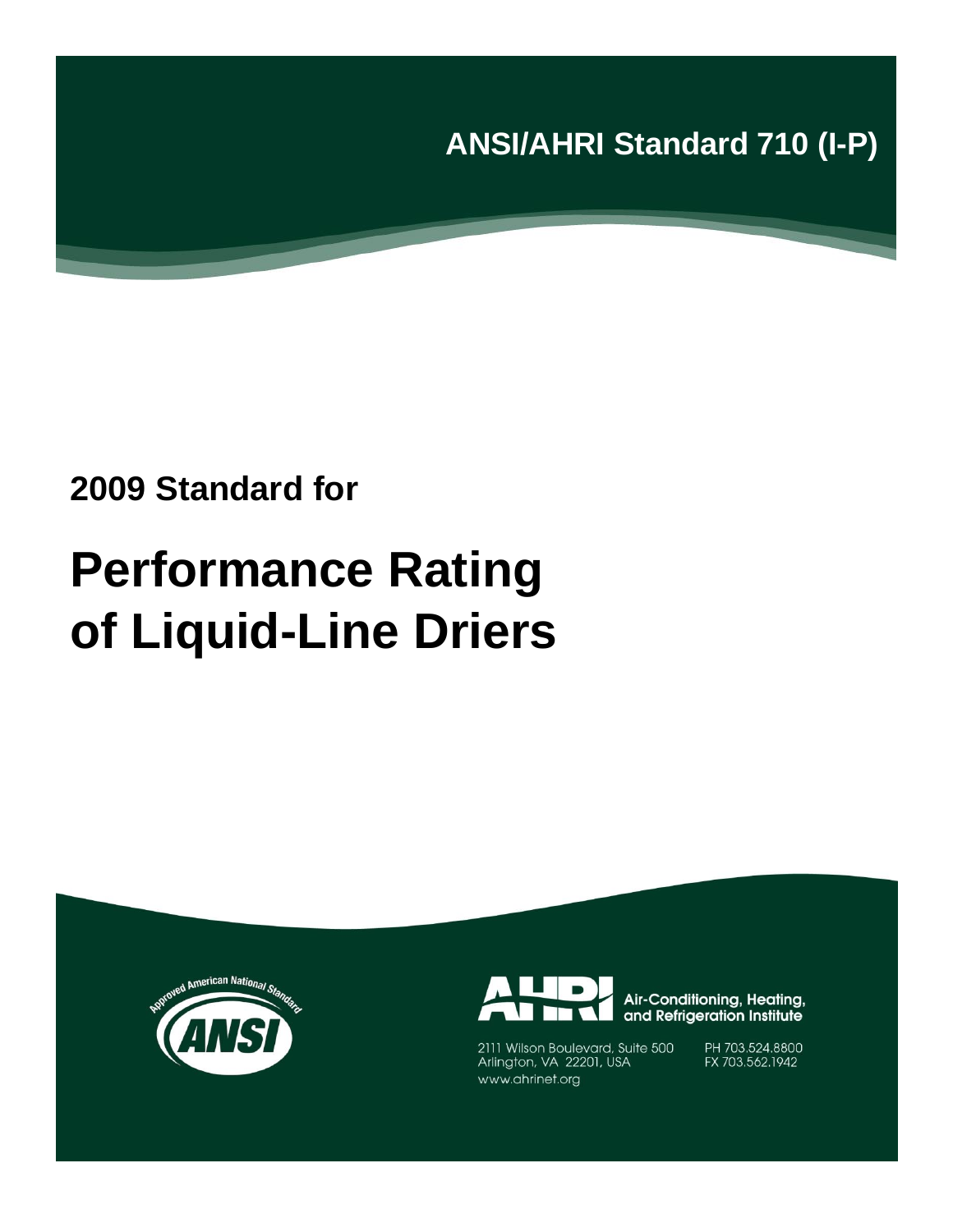**ANSI/AHRI Standard 710 (I-P)**

## 2009 Standard for

# Performance Rating of Liquid-Line Driers

Approved American National Standard

ANSI

AHRI Air-Conditioning, Heating, and Refrigeration Institute

2111 Wilson Boulevard, Suite 500
Arlington, VA 22201, USA
www.ahrinet.org

PH 703.524.8800
FX 703.562.1942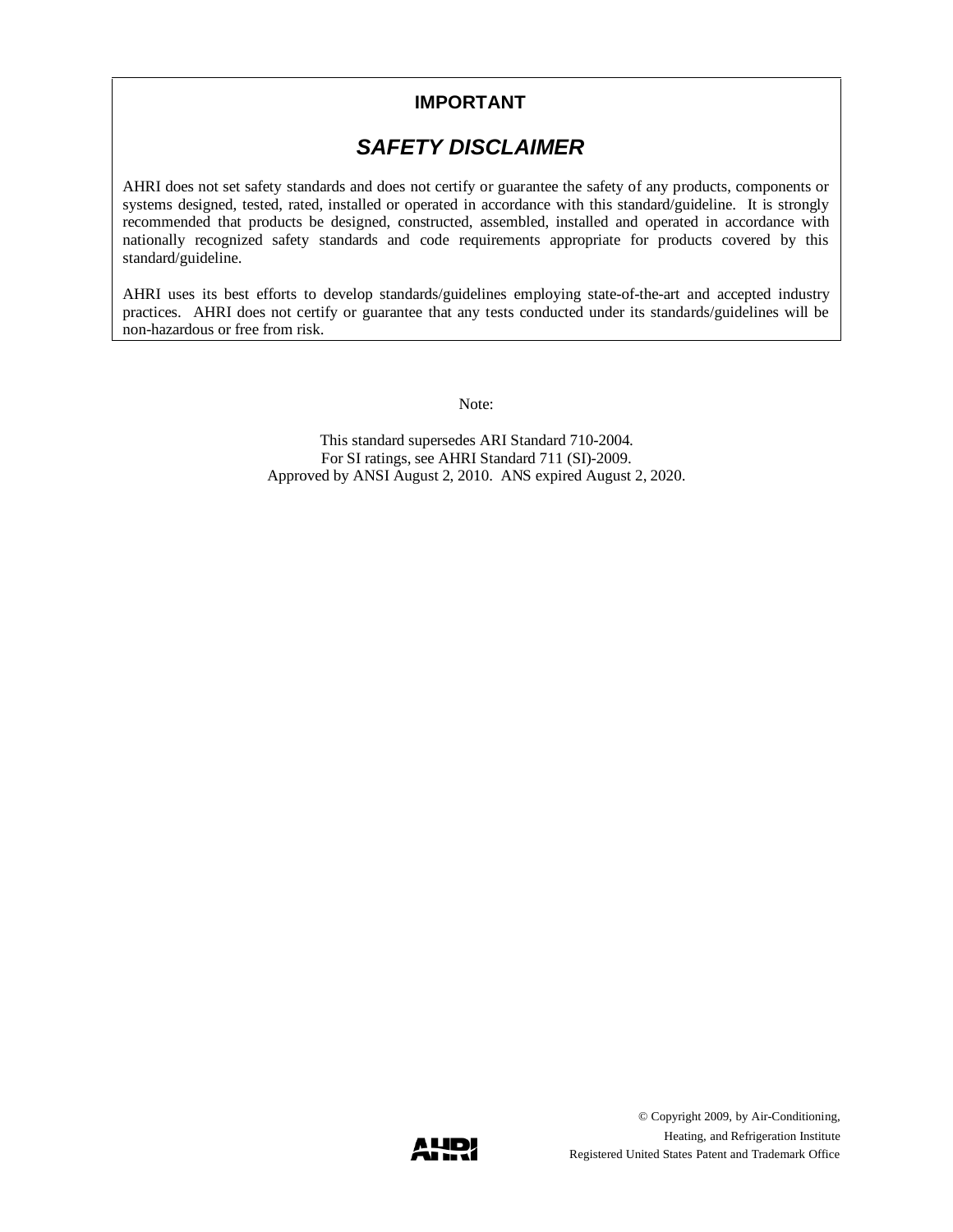**IMPORTANT**

## *SAFETY DISCLAIMER*

AHRI does not set safety standards and does not certify or guarantee the safety of any products, components or systems designed, tested, rated, installed or operated in accordance with this standard/guideline. It is strongly recommended that products be designed, constructed, assembled, installed and operated in accordance with nationally recognized safety standards and code requirements appropriate for products covered by this standard/guideline.

AHRI uses its best efforts to develop standards/guidelines employing state-of-the-art and accepted industry practices. AHRI does not certify or guarantee that any tests conducted under its standards/guidelines will be non-hazardous or free from risk.

Note:

This standard supersedes ARI Standard 710-2004.
For SI ratings, see AHRI Standard 711 (SI)-2009.
Approved by ANSI August 2, 2010. ANS expired August 2, 2020.

© Copyright 2009, by Air-Conditioning,
Heating, and Refrigeration Institute
Registered United States Patent and Trademark Office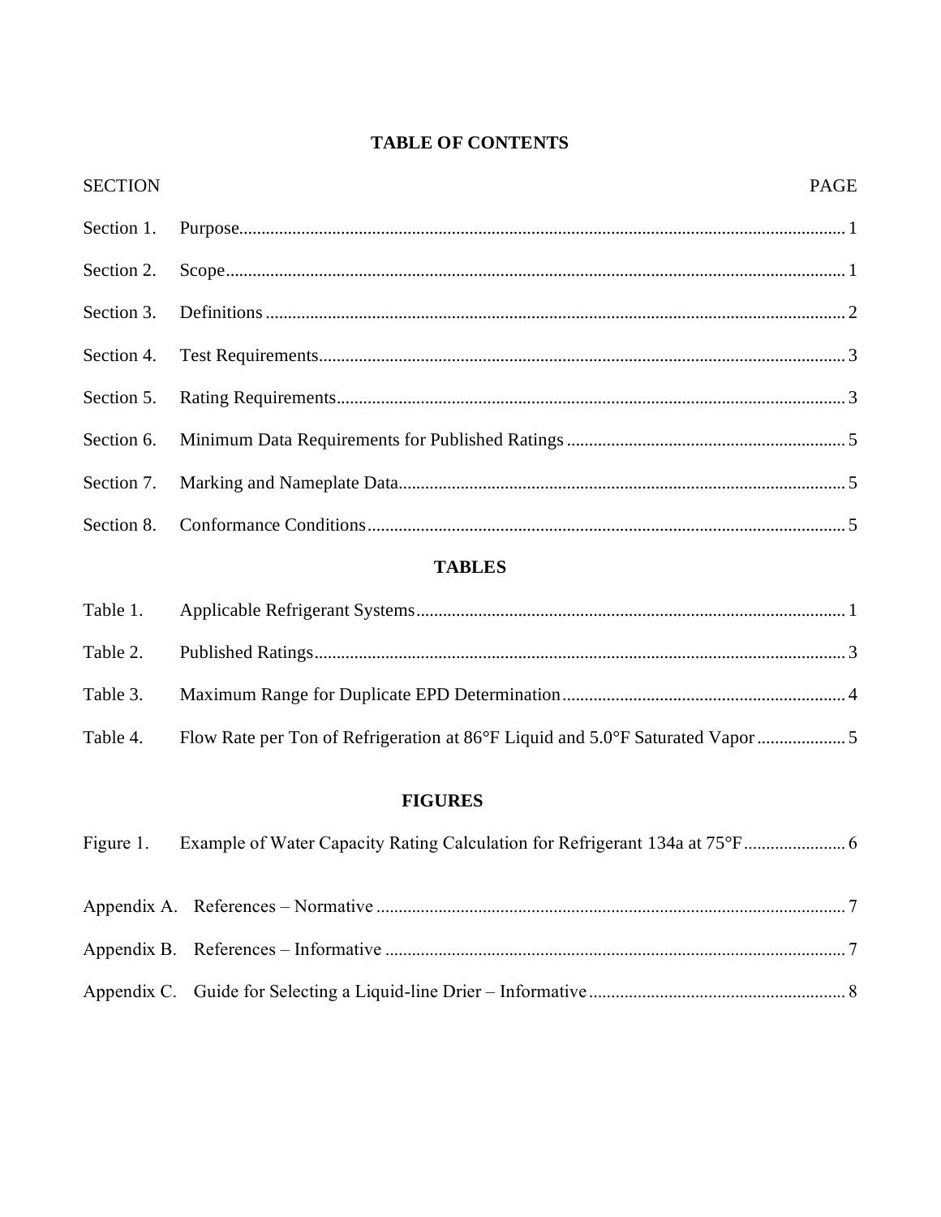# TABLE OF CONTENTS

| SECTION | | PAGE |
|---|---|---|
| Section 1. | Purpose | 1 |
| Section 2. | Scope | 1 |
| Section 3. | Definitions | 2 |
| Section 4. | Test Requirements | 3 |
| Section 5. | Rating Requirements | 3 |
| Section 6. | Minimum Data Requirements for Published Ratings | 5 |
| Section 7. | Marking and Nameplate Data | 5 |
| Section 8. | Conformance Conditions | 5 |

## TABLES

| | | |
|---|---|---|
| Table 1. | Applicable Refrigerant Systems | 1 |
| Table 2. | Published Ratings | 3 |
| Table 3. | Maximum Range for Duplicate EPD Determination | 4 |
| Table 4. | Flow Rate per Ton of Refrigeration at 86°F Liquid and 5.0°F Saturated Vapor | 5 |

## FIGURES

| | | |
|---|---|---|
| Figure 1. | Example of Water Capacity Rating Calculation for Refrigerant 134a at 75°F | 6 |

| | | |
|---|---|---|
| Appendix A. | References – Normative | 7 |
| Appendix B. | References – Informative | 7 |
| Appendix C. | Guide for Selecting a Liquid-line Drier – Informative | 8 |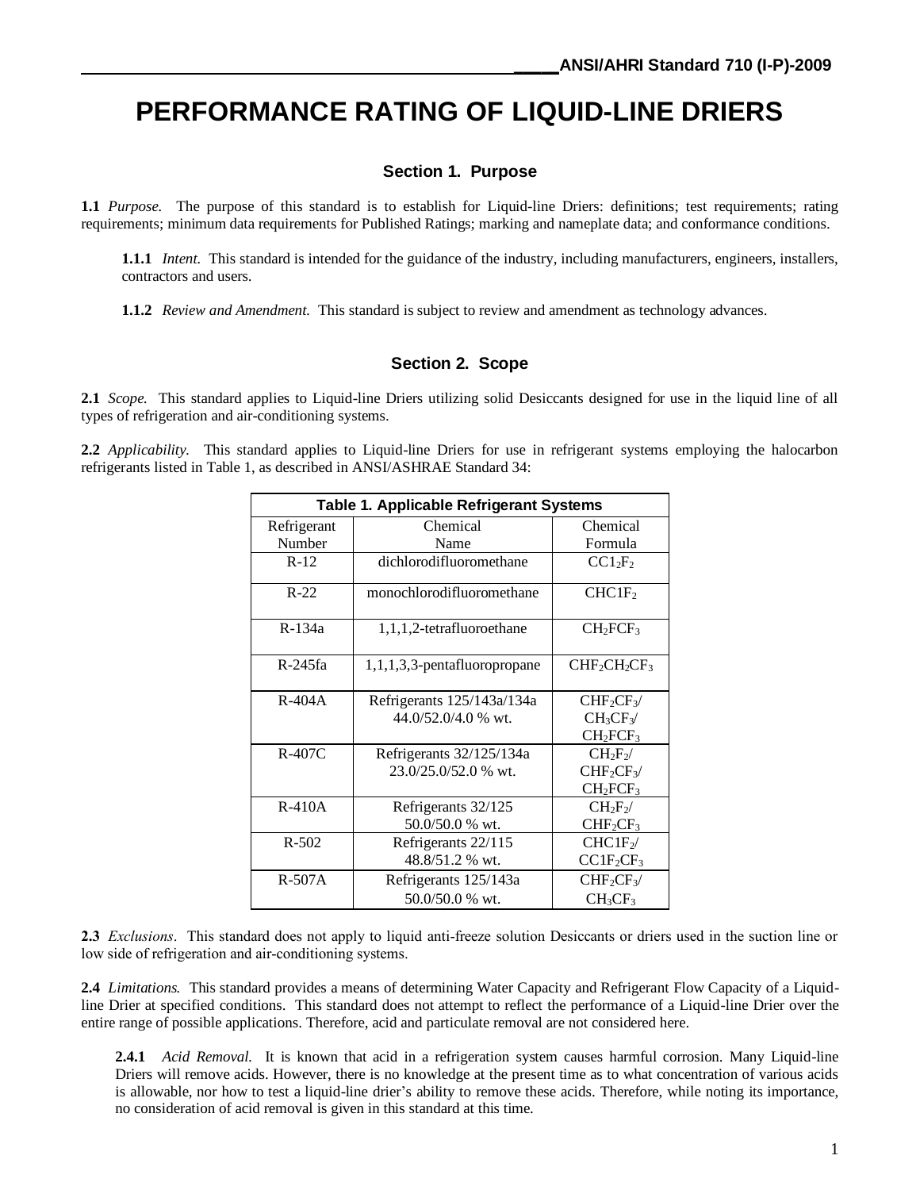# PERFORMANCE RATING OF LIQUID-LINE DRIERS

## Section 1. Purpose

**1.1** *Purpose.* The purpose of this standard is to establish for Liquid-line Driers: definitions; test requirements; rating requirements; minimum data requirements for Published Ratings; marking and nameplate data; and conformance conditions.

**1.1.1** *Intent.* This standard is intended for the guidance of the industry, including manufacturers, engineers, installers, contractors and users.

**1.1.2** *Review and Amendment.* This standard is subject to review and amendment as technology advances.

## Section 2. Scope

**2.1** *Scope.* This standard applies to Liquid-line Driers utilizing solid Desiccants designed for use in the liquid line of all types of refrigeration and air-conditioning systems.

**2.2** *Applicability.* This standard applies to Liquid-line Driers for use in refrigerant systems employing the halocarbon refrigerants listed in Table 1, as described in ANSI/ASHRAE Standard 34:

**Table 1. Applicable Refrigerant Systems**

| Refrigerant Number | Chemical Name | Chemical Formula |
|---|---|---|
| R-12 | dichlorodifluoromethane | $CCl_2F_2$ |
| R-22 | monochlorodifluoromethane | $CHClF_2$ |
| R-134a | 1,1,1,2-tetrafluoroethane | $CH_2FCF_3$ |
| R-245fa | 1,1,1,3,3-pentafluoropropane | $CHF_2CH_2CF_3$ |
| R-404A | Refrigerants 125/143a/134a 44.0/52.0/4.0 % wt. | $CHF_2CF_3$/ $CH_3CF_3$/ $CH_2FCF_3$ |
| R-407C | Refrigerants 32/125/134a 23.0/25.0/52.0 % wt. | $CH_2F_2$/ $CHF_2CF_3$/ $CH_2FCF_3$ |
| R-410A | Refrigerants 32/125 50.0/50.0 % wt. | $CH_2F_2$/ $CHF_2CF_3$ |
| R-502 | Refrigerants 22/115 48.8/51.2 % wt. | $CHClF_2$/ $CClF_2CF_3$ |
| R-507A | Refrigerants 125/143a 50.0/50.0 % wt. | $CHF_2CF_3$/ $CH_3CF_3$ |

**2.3** *Exclusions*. This standard does not apply to liquid anti-freeze solution Desiccants or driers used in the suction line or low side of refrigeration and air-conditioning systems.

**2.4** *Limitations.* This standard provides a means of determining Water Capacity and Refrigerant Flow Capacity of a Liquid-line Drier at specified conditions. This standard does not attempt to reflect the performance of a Liquid-line Drier over the entire range of possible applications. Therefore, acid and particulate removal are not considered here.

**2.4.1** *Acid Removal.* It is known that acid in a refrigeration system causes harmful corrosion. Many Liquid-line Driers will remove acids. However, there is no knowledge at the present time as to what concentration of various acids is allowable, nor how to test a liquid-line drier's ability to remove these acids. Therefore, while noting its importance, no consideration of acid removal is given in this standard at this time.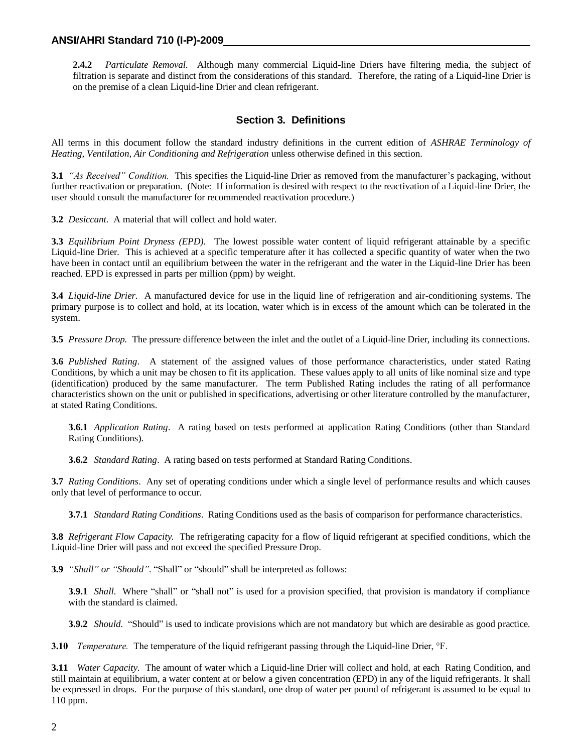**2.4.2** *Particulate Removal.* Although many commercial Liquid-line Driers have filtering media, the subject of filtration is separate and distinct from the considerations of this standard. Therefore, the rating of a Liquid-line Drier is on the premise of a clean Liquid-line Drier and clean refrigerant.

## Section 3. Definitions

All terms in this document follow the standard industry definitions in the current edition of *ASHRAE Terminology of Heating, Ventilation, Air Conditioning and Refrigeration* unless otherwise defined in this section.

**3.1** *"As Received" Condition.* This specifies the Liquid-line Drier as removed from the manufacturer's packaging, without further reactivation or preparation. (Note: If information is desired with respect to the reactivation of a Liquid-line Drier, the user should consult the manufacturer for recommended reactivation procedure.)

**3.2** *Desiccant.* A material that will collect and hold water.

**3.3** *Equilibrium Point Dryness (EPD).* The lowest possible water content of liquid refrigerant attainable by a specific Liquid-line Drier. This is achieved at a specific temperature after it has collected a specific quantity of water when the two have been in contact until an equilibrium between the water in the refrigerant and the water in the Liquid-line Drier has been reached. EPD is expressed in parts per million (ppm) by weight.

**3.4** *Liquid-line Drier.* A manufactured device for use in the liquid line of refrigeration and air-conditioning systems. The primary purpose is to collect and hold, at its location, water which is in excess of the amount which can be tolerated in the system.

**3.5** *Pressure Drop.* The pressure difference between the inlet and the outlet of a Liquid-line Drier, including its connections.

**3.6** *Published Rating*. A statement of the assigned values of those performance characteristics, under stated Rating Conditions, by which a unit may be chosen to fit its application. These values apply to all units of like nominal size and type (identification) produced by the same manufacturer. The term Published Rating includes the rating of all performance characteristics shown on the unit or published in specifications, advertising or other literature controlled by the manufacturer, at stated Rating Conditions.

> **3.6.1** *Application Rating*. A rating based on tests performed at application Rating Conditions (other than Standard Rating Conditions).
>
> **3.6.2** *Standard Rating*. A rating based on tests performed at Standard Rating Conditions.

**3.7** *Rating Conditions*. Any set of operating conditions under which a single level of performance results and which causes only that level of performance to occur.

> **3.7.1** *Standard Rating Conditions*. Rating Conditions used as the basis of comparison for performance characteristics.

**3.8** *Refrigerant Flow Capacity.* The refrigerating capacity for a flow of liquid refrigerant at specified conditions, which the Liquid-line Drier will pass and not exceed the specified Pressure Drop.

**3.9** *"Shall" or "Should".* "Shall" or "should" shall be interpreted as follows:

> **3.9.1** *Shall.* Where "shall" or "shall not" is used for a provision specified, that provision is mandatory if compliance with the standard is claimed.
>
> **3.9.2** *Should.* "Should" is used to indicate provisions which are not mandatory but which are desirable as good practice.

**3.10** *Temperature.* The temperature of the liquid refrigerant passing through the Liquid-line Drier, °F.

**3.11** *Water Capacity.* The amount of water which a Liquid-line Drier will collect and hold, at each Rating Condition, and still maintain at equilibrium, a water content at or below a given concentration (EPD) in any of the liquid refrigerants. It shall be expressed in drops. For the purpose of this standard, one drop of water per pound of refrigerant is assumed to be equal to 110 ppm.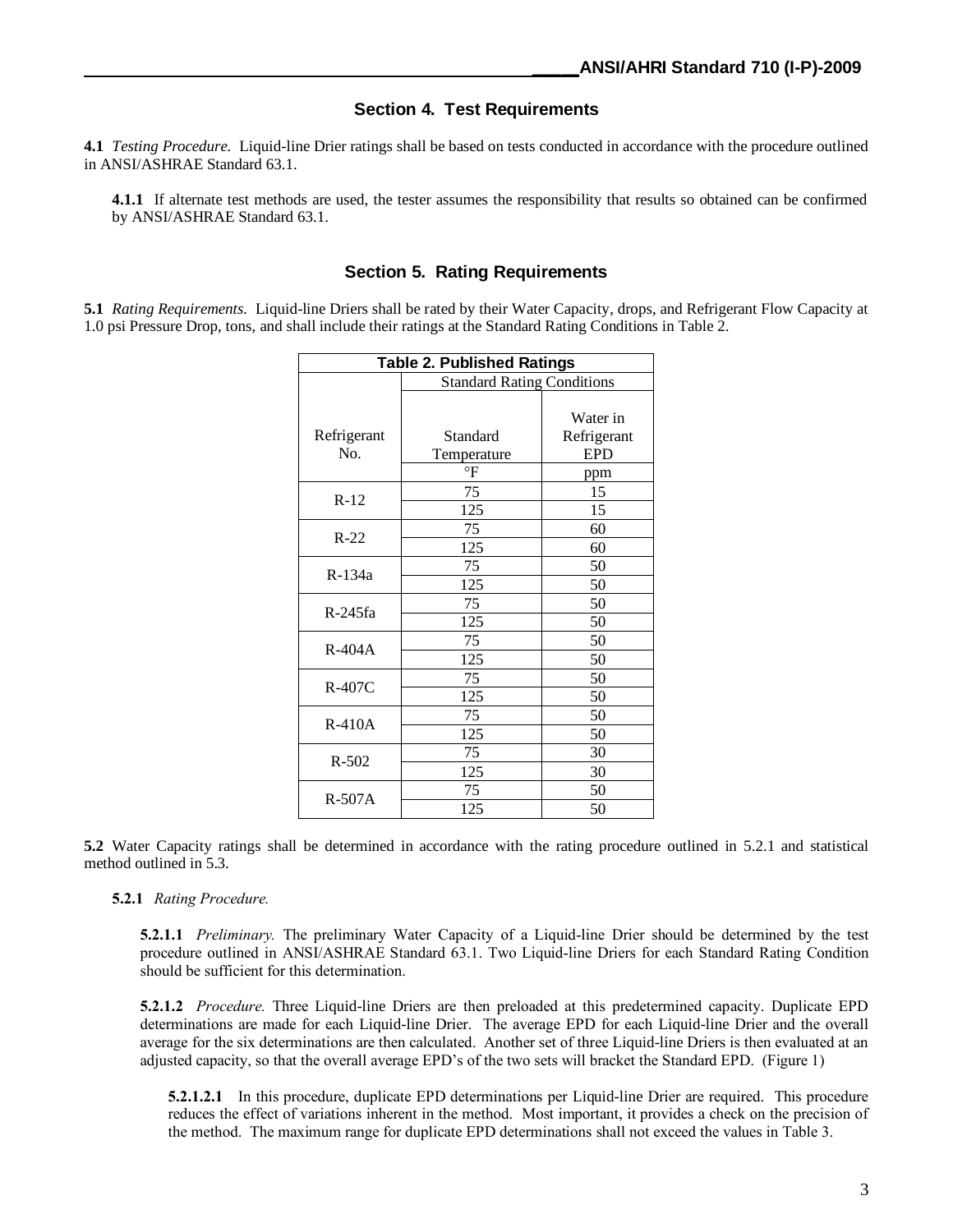## Section 4. Test Requirements

**4.1** *Testing Procedure.* Liquid-line Drier ratings shall be based on tests conducted in accordance with the procedure outlined in ANSI/ASHRAE Standard 63.1.

**4.1.1** If alternate test methods are used, the tester assumes the responsibility that results so obtained can be confirmed by ANSI/ASHRAE Standard 63.1.

## Section 5. Rating Requirements

**5.1** *Rating Requirements.* Liquid-line Driers shall be rated by their Water Capacity, drops, and Refrigerant Flow Capacity at 1.0 psi Pressure Drop, tons, and shall include their ratings at the Standard Rating Conditions in Table 2.

| Table 2. Published Ratings | | |
|---|---|---|
| | Standard Rating Conditions | |
| Refrigerant No. | Standard Temperature | Water in Refrigerant EPD |
| | °F | ppm |
| R-12 | 75 | 15 |
| | 125 | 15 |
| R-22 | 75 | 60 |
| | 125 | 60 |
| R-134a | 75 | 50 |
| | 125 | 50 |
| R-245fa | 75 | 50 |
| | 125 | 50 |
| R-404A | 75 | 50 |
| | 125 | 50 |
| R-407C | 75 | 50 |
| | 125 | 50 |
| R-410A | 75 | 50 |
| | 125 | 50 |
| R-502 | 75 | 30 |
| | 125 | 30 |
| R-507A | 75 | 50 |
| | 125 | 50 |

**5.2** Water Capacity ratings shall be determined in accordance with the rating procedure outlined in 5.2.1 and statistical method outlined in 5.3.

**5.2.1** *Rating Procedure.*

**5.2.1.1** *Preliminary.* The preliminary Water Capacity of a Liquid-line Drier should be determined by the test procedure outlined in ANSI/ASHRAE Standard 63.1. Two Liquid-line Driers for each Standard Rating Condition should be sufficient for this determination.

**5.2.1.2** *Procedure.* Three Liquid-line Driers are then preloaded at this predetermined capacity. Duplicate EPD determinations are made for each Liquid-line Drier. The average EPD for each Liquid-line Drier and the overall average for the six determinations are then calculated. Another set of three Liquid-line Driers is then evaluated at an adjusted capacity, so that the overall average EPD's of the two sets will bracket the Standard EPD. (Figure 1)

**5.2.1.2.1** In this procedure, duplicate EPD determinations per Liquid-line Drier are required. This procedure reduces the effect of variations inherent in the method. Most important, it provides a check on the precision of the method. The maximum range for duplicate EPD determinations shall not exceed the values in Table 3.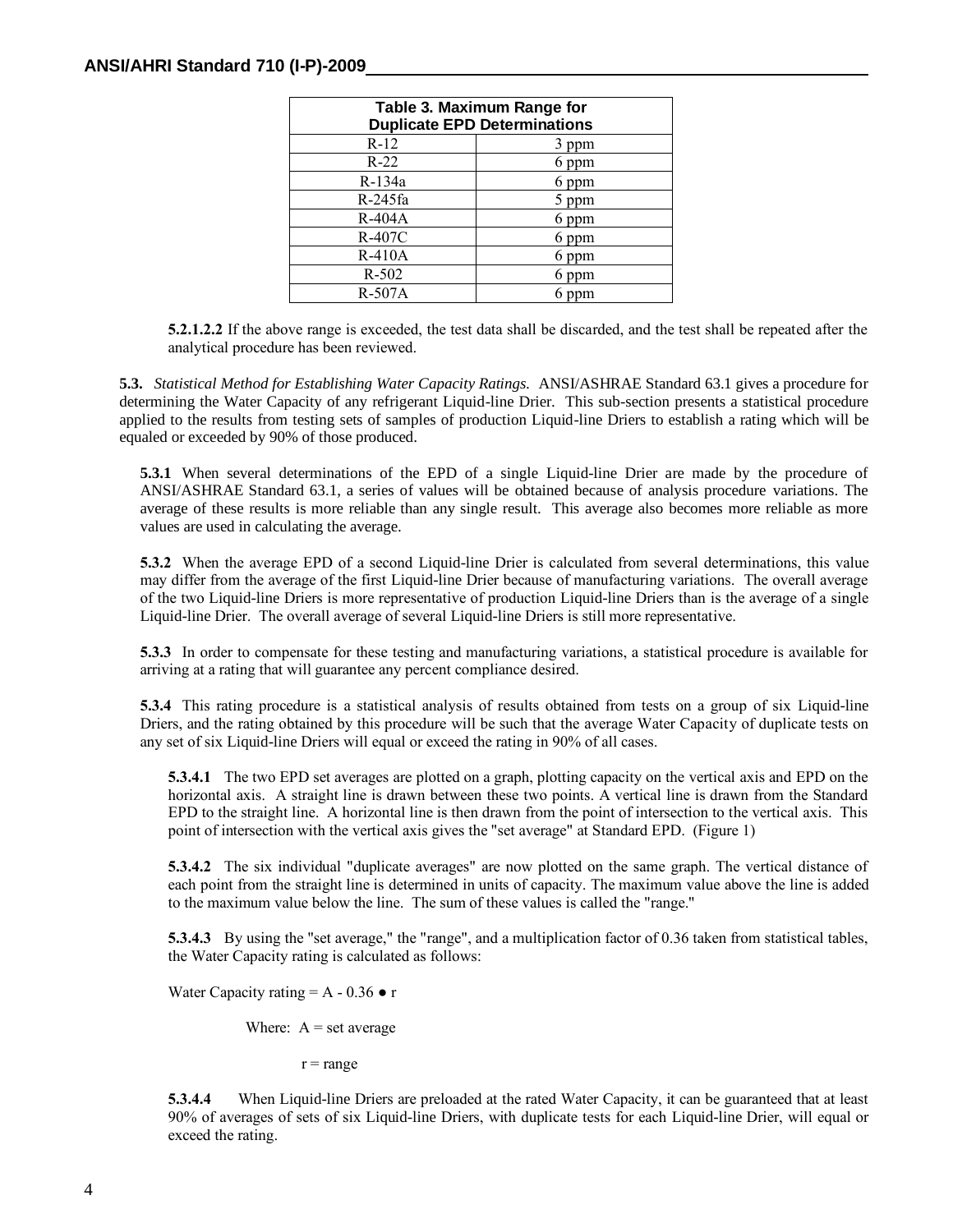| Table 3. Maximum Range for Duplicate EPD Determinations | |
|---|---|
| R-12 | 3 ppm |
| R-22 | 6 ppm |
| R-134a | 6 ppm |
| R-245fa | 5 ppm |
| R-404A | 6 ppm |
| R-407C | 6 ppm |
| R-410A | 6 ppm |
| R-502 | 6 ppm |
| R-507A | 6 ppm |

**5.2.1.2.2** If the above range is exceeded, the test data shall be discarded, and the test shall be repeated after the analytical procedure has been reviewed.

**5.3.** *Statistical Method for Establishing Water Capacity Ratings.* ANSI/ASHRAE Standard 63.1 gives a procedure for determining the Water Capacity of any refrigerant Liquid-line Drier. This sub-section presents a statistical procedure applied to the results from testing sets of samples of production Liquid-line Driers to establish a rating which will be equaled or exceeded by 90% of those produced.

**5.3.1** When several determinations of the EPD of a single Liquid-line Drier are made by the procedure of ANSI/ASHRAE Standard 63.1, a series of values will be obtained because of analysis procedure variations. The average of these results is more reliable than any single result. This average also becomes more reliable as more values are used in calculating the average.

**5.3.2** When the average EPD of a second Liquid-line Drier is calculated from several determinations, this value may differ from the average of the first Liquid-line Drier because of manufacturing variations. The overall average of the two Liquid-line Driers is more representative of production Liquid-line Driers than is the average of a single Liquid-line Drier. The overall average of several Liquid-line Driers is still more representative.

**5.3.3** In order to compensate for these testing and manufacturing variations, a statistical procedure is available for arriving at a rating that will guarantee any percent compliance desired.

**5.3.4** This rating procedure is a statistical analysis of results obtained from tests on a group of six Liquid-line Driers, and the rating obtained by this procedure will be such that the average Water Capacity of duplicate tests on any set of six Liquid-line Driers will equal or exceed the rating in 90% of all cases.

**5.3.4.1** The two EPD set averages are plotted on a graph, plotting capacity on the vertical axis and EPD on the horizontal axis. A straight line is drawn between these two points. A vertical line is drawn from the Standard EPD to the straight line. A horizontal line is then drawn from the point of intersection to the vertical axis. This point of intersection with the vertical axis gives the "set average" at Standard EPD. (Figure 1)

**5.3.4.2** The six individual "duplicate averages" are now plotted on the same graph. The vertical distance of each point from the straight line is determined in units of capacity. The maximum value above the line is added to the maximum value below the line. The sum of these values is called the "range."

**5.3.4.3** By using the "set average," the "range", and a multiplication factor of 0.36 taken from statistical tables, the Water Capacity rating is calculated as follows:

$$\text{Water Capacity rating} = A - 0.36 \bullet r$$

Where: $A$ = set average

$r$ = range

**5.3.4.4** When Liquid-line Driers are preloaded at the rated Water Capacity, it can be guaranteed that at least 90% of averages of sets of six Liquid-line Driers, with duplicate tests for each Liquid-line Drier, will equal or exceed the rating.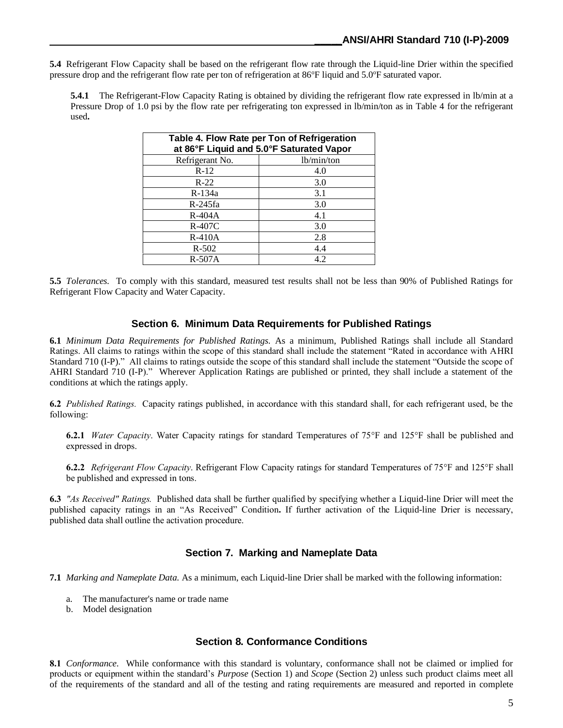**5.4** Refrigerant Flow Capacity shall be based on the refrigerant flow rate through the Liquid-line Drier within the specified pressure drop and the refrigerant flow rate per ton of refrigeration at 86ºF liquid and 5.0ºF saturated vapor.

**5.4.1** The Refrigerant-Flow Capacity Rating is obtained by dividing the refrigerant flow rate expressed in lb/min at a Pressure Drop of 1.0 psi by the flow rate per refrigerating ton expressed in lb/min/ton as in Table 4 for the refrigerant used**.**

| Table 4. Flow Rate per Ton of Refrigeration at 86°F Liquid and 5.0°F Saturated Vapor | |
|---|---|
| Refrigerant No. | lb/min/ton |
| R-12 | 4.0 |
| R-22 | 3.0 |
| R-134a | 3.1 |
| R-245fa | 3.0 |
| R-404A | 4.1 |
| R-407C | 3.0 |
| R-410A | 2.8 |
| R-502 | 4.4 |
| R-507A | 4.2 |

**5.5** *Tolerances.* To comply with this standard, measured test results shall not be less than 90% of Published Ratings for Refrigerant Flow Capacity and Water Capacity.

## Section 6. Minimum Data Requirements for Published Ratings

**6.1** *Minimum Data Requirements for Published Ratings.* As a minimum, Published Ratings shall include all Standard Ratings. All claims to ratings within the scope of this standard shall include the statement "Rated in accordance with AHRI Standard 710 (I-P)." All claims to ratings outside the scope of this standard shall include the statement "Outside the scope of AHRI Standard 710 (I-P)." Wherever Application Ratings are published or printed, they shall include a statement of the conditions at which the ratings apply.

**6.2** *Published Ratings.* Capacity ratings published, in accordance with this standard shall, for each refrigerant used, be the following:

**6.2.1** *Water Capacity*. Water Capacity ratings for standard Temperatures of 75°F and 125°F shall be published and expressed in drops.

**6.2.2** *Refrigerant Flow Capacity*. Refrigerant Flow Capacity ratings for standard Temperatures of 75°F and 125°F shall be published and expressed in tons.

**6.3** *"As Received" Ratings.* Published data shall be further qualified by specifying whether a Liquid-line Drier will meet the published capacity ratings in an "As Received" Condition**.** If further activation of the Liquid-line Drier is necessary, published data shall outline the activation procedure.

## Section 7. Marking and Nameplate Data

**7.1** *Marking and Nameplate Data.* As a minimum, each Liquid-line Drier shall be marked with the following information:

a. The manufacturer's name or trade name
b. Model designation

## Section 8. Conformance Conditions

**8.1** *Conformance.* While conformance with this standard is voluntary, conformance shall not be claimed or implied for products or equipment within the standard's *Purpose* (Section 1) and *Scope* (Section 2) unless such product claims meet all of the requirements of the standard and all of the testing and rating requirements are measured and reported in complete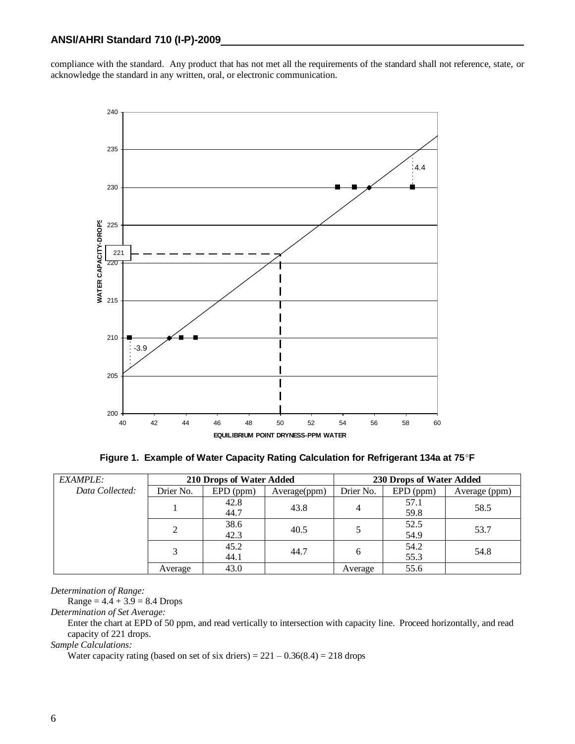compliance with the standard. Any product that has not met all the requirements of the standard shall not reference, state, or acknowledge the standard in any written, oral, or electronic communication.

**Figure 1. Example of Water Capacity Rating Calculation for Refrigerant 134a at 75°F**

| *EXAMPLE:* | 210 Drops of Water Added | | | 230 Drops of Water Added | | |
|---|---|---|---|---|---|---|
| *Data Collected:* | Drier No. | EPD (ppm) | Average(ppm) | Drier No. | EPD (ppm) | Average (ppm) |
| | 1 | 42.8<br>44.7 | 43.8 | 4 | 57.1<br>59.8 | 58.5 |
| | 2 | 38.6<br>42.3 | 40.5 | 5 | 52.5<br>54.9 | 53.7 |
| | 3 | 45.2<br>44.1 | 44.7 | 6 | 54.2<br>55.3 | 54.8 |
| | Average | 43.0 | | Average | 55.6 | |

*Determination of Range:*

Range = 4.4 + 3.9 = 8.4 Drops

*Determination of Set Average:*

Enter the chart at EPD of 50 ppm, and read vertically to intersection with capacity line. Proceed horizontally, and read capacity of 221 drops.

*Sample Calculations:*

Water capacity rating (based on set of six driers) = 221 – 0.36(8.4) = 218 drops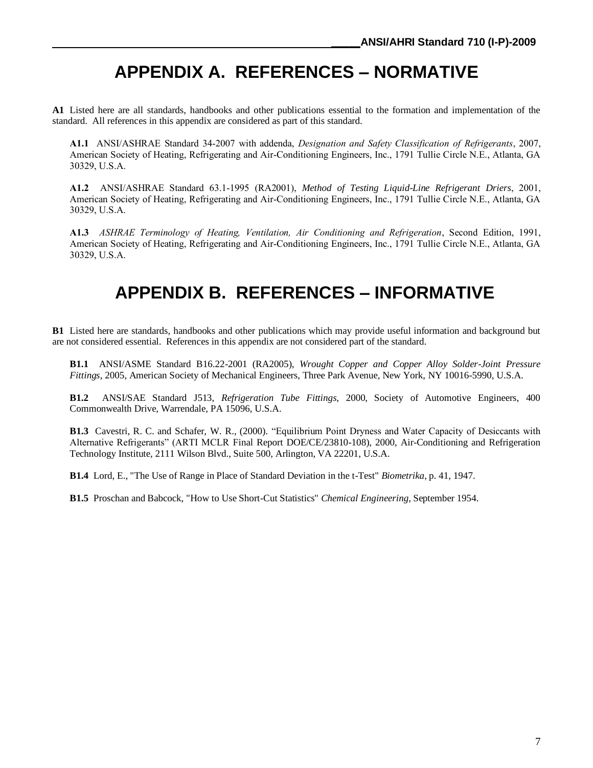# APPENDIX A. REFERENCES – NORMATIVE

**A1** Listed here are all standards, handbooks and other publications essential to the formation and implementation of the standard. All references in this appendix are considered as part of this standard.

**A1.1** ANSI/ASHRAE Standard 34-2007 with addenda, *Designation and Safety Classification of Refrigerants*, 2007, American Society of Heating, Refrigerating and Air-Conditioning Engineers, Inc., 1791 Tullie Circle N.E., Atlanta, GA 30329, U.S.A.

**A1.2** ANSI/ASHRAE Standard 63.1-1995 (RA2001), *Method of Testing Liquid-Line Refrigerant Driers*, 2001, American Society of Heating, Refrigerating and Air-Conditioning Engineers, Inc., 1791 Tullie Circle N.E., Atlanta, GA 30329, U.S.A.

**A1.3** *ASHRAE Terminology of Heating, Ventilation, Air Conditioning and Refrigeration*, Second Edition, 1991, American Society of Heating, Refrigerating and Air-Conditioning Engineers, Inc., 1791 Tullie Circle N.E., Atlanta, GA 30329, U.S.A.

# APPENDIX B. REFERENCES – INFORMATIVE

**B1** Listed here are standards, handbooks and other publications which may provide useful information and background but are not considered essential. References in this appendix are not considered part of the standard.

**B1.1** ANSI/ASME Standard B16.22-2001 (RA2005), *Wrought Copper and Copper Alloy Solder-Joint Pressure Fittings*, 2005, American Society of Mechanical Engineers, Three Park Avenue, New York, NY 10016-5990, U.S.A.

**B1.2** ANSI/SAE Standard J513, *Refrigeration Tube Fittings*, 2000, Society of Automotive Engineers, 400 Commonwealth Drive, Warrendale, PA 15096, U.S.A.

**B1.3** Cavestri, R. C. and Schafer, W. R., (2000). "Equilibrium Point Dryness and Water Capacity of Desiccants with Alternative Refrigerants" (ARTI MCLR Final Report DOE/CE/23810-108), 2000, Air-Conditioning and Refrigeration Technology Institute, 2111 Wilson Blvd., Suite 500, Arlington, VA 22201, U.S.A.

**B1.4** Lord, E., "The Use of Range in Place of Standard Deviation in the t-Test" *Biometrika*, p. 41, 1947.

**B1.5** Proschan and Babcock, "How to Use Short-Cut Statistics" *Chemical Engineering*, September 1954.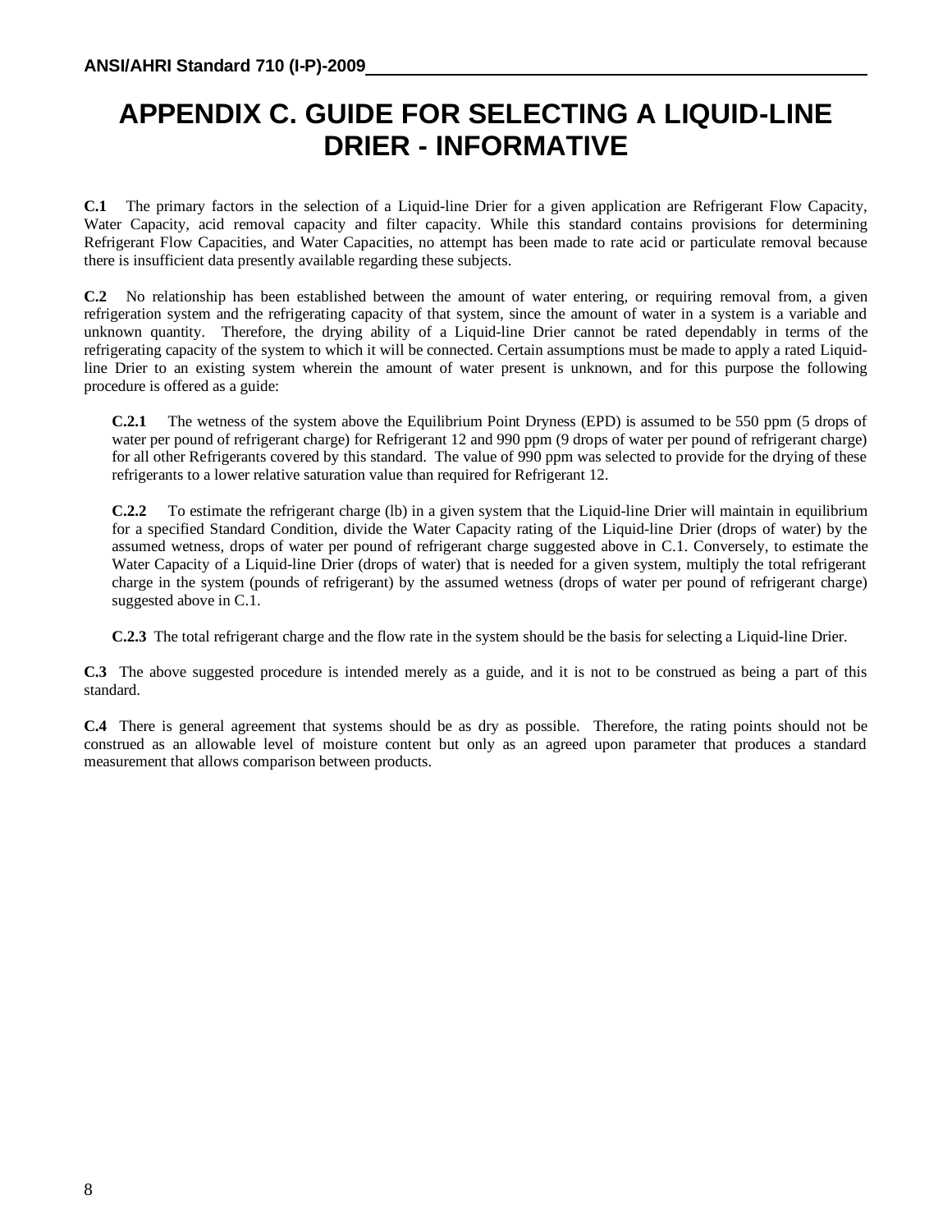# APPENDIX C. GUIDE FOR SELECTING A LIQUID-LINE DRIER - INFORMATIVE

**C.1** The primary factors in the selection of a Liquid-line Drier for a given application are Refrigerant Flow Capacity, Water Capacity, acid removal capacity and filter capacity. While this standard contains provisions for determining Refrigerant Flow Capacities, and Water Capacities, no attempt has been made to rate acid or particulate removal because there is insufficient data presently available regarding these subjects.

**C.2** No relationship has been established between the amount of water entering, or requiring removal from, a given refrigeration system and the refrigerating capacity of that system, since the amount of water in a system is a variable and unknown quantity. Therefore, the drying ability of a Liquid-line Drier cannot be rated dependably in terms of the refrigerating capacity of the system to which it will be connected. Certain assumptions must be made to apply a rated Liquid-line Drier to an existing system wherein the amount of water present is unknown, and for this purpose the following procedure is offered as a guide:

**C.2.1** The wetness of the system above the Equilibrium Point Dryness (EPD) is assumed to be 550 ppm (5 drops of water per pound of refrigerant charge) for Refrigerant 12 and 990 ppm (9 drops of water per pound of refrigerant charge) for all other Refrigerants covered by this standard. The value of 990 ppm was selected to provide for the drying of these refrigerants to a lower relative saturation value than required for Refrigerant 12.

**C.2.2** To estimate the refrigerant charge (lb) in a given system that the Liquid-line Drier will maintain in equilibrium for a specified Standard Condition, divide the Water Capacity rating of the Liquid-line Drier (drops of water) by the assumed wetness, drops of water per pound of refrigerant charge suggested above in C.1. Conversely, to estimate the Water Capacity of a Liquid-line Drier (drops of water) that is needed for a given system, multiply the total refrigerant charge in the system (pounds of refrigerant) by the assumed wetness (drops of water per pound of refrigerant charge) suggested above in C.1.

**C.2.3** The total refrigerant charge and the flow rate in the system should be the basis for selecting a Liquid-line Drier.

**C.3** The above suggested procedure is intended merely as a guide, and it is not to be construed as being a part of this standard.

**C.4** There is general agreement that systems should be as dry as possible. Therefore, the rating points should not be construed as an allowable level of moisture content but only as an agreed upon parameter that produces a standard measurement that allows comparison between products.